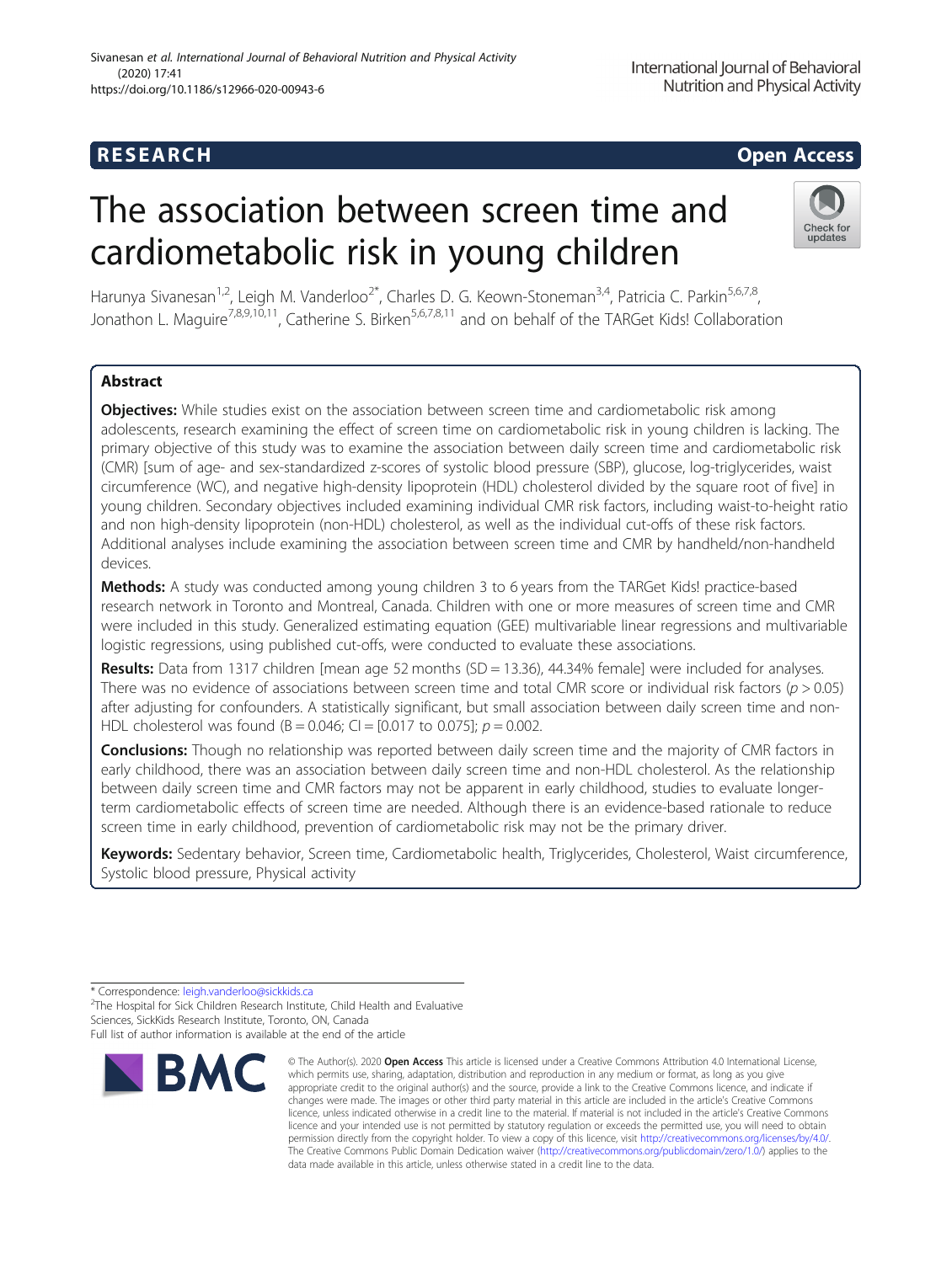RESEARCH

Open Access

# The association between screen time and cardiometabolic risk in young children

Harunya Sivanesan[1,2], Leigh M. Vanderloo[2*], Charles D. G. Keown-Stoneman[3,4], Patricia C. Parkin[5,6,7,8], Jonathon L. Maguire[7,8,9,10,11], Catherine S. Birken[5,6,7,8,11] and on behalf of the TARGet Kids! Collaboration

## Abstract

**Objectives:** While studies exist on the association between screen time and cardiometabolic risk among adolescents, research examining the effect of screen time on cardiometabolic risk in young children is lacking. The primary objective of this study was to examine the association between daily screen time and cardiometabolic risk (CMR) [sum of age- and sex-standardized z-scores of systolic blood pressure (SBP), glucose, log-triglycerides, waist circumference (WC), and negative high-density lipoprotein (HDL) cholesterol divided by the square root of five] in young children. Secondary objectives included examining individual CMR risk factors, including waist-to-height ratio and non high-density lipoprotein (non-HDL) cholesterol, as well as the individual cut-offs of these risk factors. Additional analyses include examining the association between screen time and CMR by handheld/non-handheld devices.

**Methods:** A study was conducted among young children 3 to 6 years from the TARGet Kids! practice-based research network in Toronto and Montreal, Canada. Children with one or more measures of screen time and CMR were included in this study. Generalized estimating equation (GEE) multivariable linear regressions and multivariable logistic regressions, using published cut-offs, were conducted to evaluate these associations.

**Results:** Data from 1317 children [mean age 52 months (SD = 13.36), 44.34% female] were included for analyses. There was no evidence of associations between screen time and total CMR score or individual risk factors ($p > 0.05$) after adjusting for confounders. A statistically significant, but small association between daily screen time and non-HDL cholesterol was found (B = 0.046; CI = [0.017 to 0.075]; $p = 0.002$.

**Conclusions:** Though no relationship was reported between daily screen time and the majority of CMR factors in early childhood, there was an association between daily screen time and non-HDL cholesterol. As the relationship between daily screen time and CMR factors may not be apparent in early childhood, studies to evaluate longer-term cardiometabolic effects of screen time are needed. Although there is an evidence-based rationale to reduce screen time in early childhood, prevention of cardiometabolic risk may not be the primary driver.

**Keywords:** Sedentary behavior, Screen time, Cardiometabolic health, Triglycerides, Cholesterol, Waist circumference, Systolic blood pressure, Physical activity

\* Correspondence: leigh.vanderloo@sickkids.ca

[2]The Hospital for Sick Children Research Institute, Child Health and Evaluative Sciences, SickKids Research Institute, Toronto, ON, Canada

Full list of author information is available at the end of the article

© The Author(s). 2020 **Open Access** This article is licensed under a Creative Commons Attribution 4.0 International License, which permits use, sharing, adaptation, distribution and reproduction in any medium or format, as long as you give appropriate credit to the original author(s) and the source, provide a link to the Creative Commons licence, and indicate if changes were made. The images or other third party material in this article are included in the article's Creative Commons licence, unless indicated otherwise in a credit line to the material. If material is not included in the article's Creative Commons licence and your intended use is not permitted by statutory regulation or exceeds the permitted use, you will need to obtain permission directly from the copyright holder. To view a copy of this licence, visit http://creativecommons.org/licenses/by/4.0/. The Creative Commons Public Domain Dedication waiver (http://creativecommons.org/publicdomain/zero/1.0/) applies to the data made available in this article, unless otherwise stated in a credit line to the data.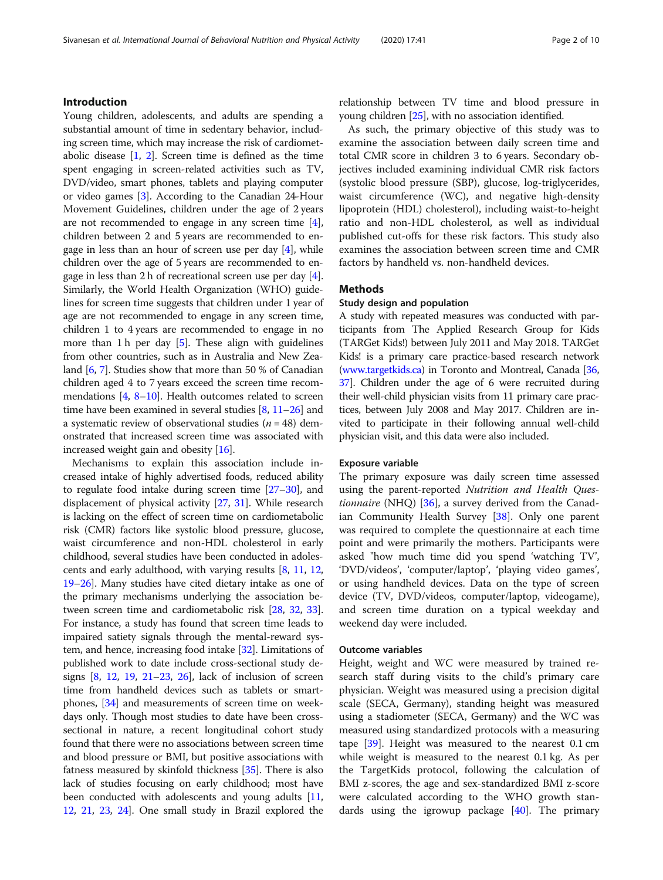## Introduction

Young children, adolescents, and adults are spending a substantial amount of time in sedentary behavior, including screen time, which may increase the risk of cardiometabolic disease [1, 2]. Screen time is defined as the time spent engaging in screen-related activities such as TV, DVD/video, smart phones, tablets and playing computer or video games [3]. According to the Canadian 24-Hour Movement Guidelines, children under the age of 2 years are not recommended to engage in any screen time [4], children between 2 and 5 years are recommended to engage in less than an hour of screen use per day [4], while children over the age of 5 years are recommended to engage in less than 2 h of recreational screen use per day [4]. Similarly, the World Health Organization (WHO) guidelines for screen time suggests that children under 1 year of age are not recommended to engage in any screen time, children 1 to 4 years are recommended to engage in no more than 1 h per day [5]. These align with guidelines from other countries, such as in Australia and New Zealand [6, 7]. Studies show that more than 50 % of Canadian children aged 4 to 7 years exceed the screen time recommendations [4, 8–10]. Health outcomes related to screen time have been examined in several studies [8, 11–26] and a systematic review of observational studies ($n = 48$) demonstrated that increased screen time was associated with increased weight gain and obesity [16].

Mechanisms to explain this association include increased intake of highly advertised foods, reduced ability to regulate food intake during screen time [27–30], and displacement of physical activity [27, 31]. While research is lacking on the effect of screen time on cardiometabolic risk (CMR) factors like systolic blood pressure, glucose, waist circumference and non-HDL cholesterol in early childhood, several studies have been conducted in adolescents and early adulthood, with varying results [8, 11, 12, 19–26]. Many studies have cited dietary intake as one of the primary mechanisms underlying the association between screen time and cardiometabolic risk [28, 32, 33]. For instance, a study has found that screen time leads to impaired satiety signals through the mental-reward system, and hence, increasing food intake [32]. Limitations of published work to date include cross-sectional study designs [8, 12, 19, 21–23, 26], lack of inclusion of screen time from handheld devices such as tablets or smartphones, [34] and measurements of screen time on weekdays only. Though most studies to date have been cross-sectional in nature, a recent longitudinal cohort study found that there were no associations between screen time and blood pressure or BMI, but positive associations with fatness measured by skinfold thickness [35]. There is also lack of studies focusing on early childhood; most have been conducted with adolescents and young adults [11, 12, 21, 23, 24]. One small study in Brazil explored the relationship between TV time and blood pressure in young children [25], with no association identified.

As such, the primary objective of this study was to examine the association between daily screen time and total CMR score in children 3 to 6 years. Secondary objectives included examining individual CMR risk factors (systolic blood pressure (SBP), glucose, log-triglycerides, waist circumference (WC), and negative high-density lipoprotein (HDL) cholesterol), including waist-to-height ratio and non-HDL cholesterol, as well as individual published cut-offs for these risk factors. This study also examines the association between screen time and CMR factors by handheld vs. non-handheld devices.

## Methods

### Study design and population

A study with repeated measures was conducted with participants from The Applied Research Group for Kids (TARGet Kids!) between July 2011 and May 2018. TARGet Kids! is a primary care practice-based research network (www.targetkids.ca) in Toronto and Montreal, Canada [36, 37]. Children under the age of 6 were recruited during their well-child physician visits from 11 primary care practices, between July 2008 and May 2017. Children are invited to participate in their following annual well-child physician visit, and this data were also included.

### Exposure variable

The primary exposure was daily screen time assessed using the parent-reported *Nutrition and Health Questionnaire* (NHQ) [36], a survey derived from the Canadian Community Health Survey [38]. Only one parent was required to complete the questionnaire at each time point and were primarily the mothers. Participants were asked "how much time did you spend 'watching TV', 'DVD/videos', 'computer/laptop', 'playing video games', or using handheld devices. Data on the type of screen device (TV, DVD/videos, computer/laptop, videogame), and screen time duration on a typical weekday and weekend day were included.

### Outcome variables

Height, weight and WC were measured by trained research staff during visits to the child's primary care physician. Weight was measured using a precision digital scale (SECA, Germany), standing height was measured using a stadiometer (SECA, Germany) and the WC was measured using standardized protocols with a measuring tape [39]. Height was measured to the nearest 0.1 cm while weight is measured to the nearest 0.1 kg. As per the TargetKids protocol, following the calculation of BMI z-scores, the age and sex-standardized BMI z-score were calculated according to the WHO growth standards using the igrowup package [40]. The primary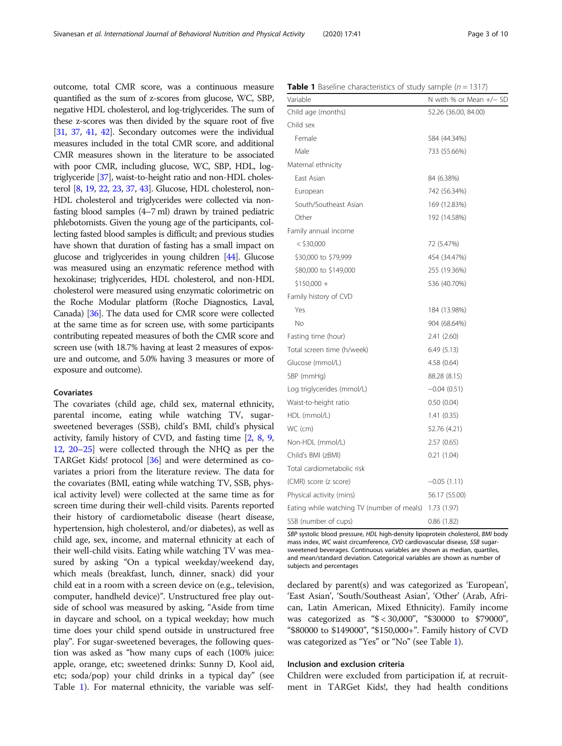outcome, total CMR score, was a continuous measure quantified as the sum of z-scores from glucose, WC, SBP, negative HDL cholesterol, and log-triglycerides. The sum of these z-scores was then divided by the square root of five [31, 37, 41, 42]. Secondary outcomes were the individual measures included in the total CMR score, and additional CMR measures shown in the literature to be associated with poor CMR, including glucose, WC, SBP, HDL, log-triglyceride [37], waist-to-height ratio and non-HDL cholesterol [8, 19, 22, 23, 37, 43]. Glucose, HDL cholesterol, non-HDL cholesterol and triglycerides were collected via non-fasting blood samples (4–7 ml) drawn by trained pediatric phlebotomists. Given the young age of the participants, collecting fasted blood samples is difficult; and previous studies have shown that duration of fasting has a small impact on glucose and triglycerides in young children [44]. Glucose was measured using an enzymatic reference method with hexokinase; triglycerides, HDL cholesterol, and non-HDL cholesterol were measured using enzymatic colorimetric on the Roche Modular platform (Roche Diagnostics, Laval, Canada) [36]. The data used for CMR score were collected at the same time as for screen use, with some participants contributing repeated measures of both the CMR score and screen use (with 18.7% having at least 2 measures of exposure and outcome, and 5.0% having 3 measures or more of exposure and outcome).

### Covariates

The covariates (child age, child sex, maternal ethnicity, parental income, eating while watching TV, sugar-sweetened beverages (SSB), child's BMI, child's physical activity, family history of CVD, and fasting time [2, 8, 9, 12, 20–25] were collected through the NHQ as per the TARGet Kids! protocol [36] and were determined as covariates a priori from the literature review. The data for the covariates (BMI, eating while watching TV, SSB, physical activity level) were collected at the same time as for screen time during their well-child visits. Parents reported their history of cardiometabolic disease (heart disease, hypertension, high cholesterol, and/or diabetes), as well as child age, sex, income, and maternal ethnicity at each of their well-child visits. Eating while watching TV was measured by asking "On a typical weekday/weekend day, which meals (breakfast, lunch, dinner, snack) did your child eat in a room with a screen device on (e.g., television, computer, handheld device)". Unstructured free play outside of school was measured by asking, "Aside from time in daycare and school, on a typical weekday; how much time does your child spend outside in unstructured free play". For sugar-sweetened beverages, the following question was asked as "how many cups of each (100% juice: apple, orange, etc; sweetened drinks: Sunny D, Kool aid, etc; soda/pop) your child drinks in a typical day" (see Table 1). For maternal ethnicity, the variable was self-declared by parent(s) and was categorized as 'European', 'East Asian', 'South/Southeast Asian', 'Other' (Arab, African, Latin American, Mixed Ethnicity). Family income was categorized as "$ < 30,000", "$30000 to $79000", "$80000 to $149000", "$150,000+". Family history of CVD was categorized as "Yes" or "No" (see Table 1).

**Table 1** Baseline characteristics of study sample (*n* = 1317)

| Variable | N with % or Mean +/− SD |
|---|---|
| Child age (months) | 52.26 (36.00, 84.00) |
| Child sex | |
| Female | 584 (44.34%) |
| Male | 733 (55.66%) |
| Maternal ethnicity | |
| East Asian | 84 (6.38%) |
| European | 742 (56.34%) |
| South/Southeast Asian | 169 (12.83%) |
| Other | 192 (14.58%) |
| Family annual income | |
| < $30,000 | 72 (5.47%) |
| $30,000 to $79,999 | 454 (34.47%) |
| $80,000 to $149,000 | 255 (19.36%) |
| $150,000 + | 536 (40.70%) |
| Family history of CVD | |
| Yes | 184 (13.98%) |
| No | 904 (68.64%) |
| Fasting time (hour) | 2.41 (2.60) |
| Total screen time (h/week) | 6.49 (5.13) |
| Glucose (mmol/L) | 4.58 (0.64) |
| SBP (mmHg) | 88.28 (8.15) |
| Log triglycerides (mmol/L) | −0.04 (0.51) |
| Waist-to-height ratio | 0.50 (0.04) |
| HDL (mmol/L) | 1.41 (0.35) |
| WC (cm) | 52.76 (4.21) |
| Non-HDL (mmol/L) | 2.57 (0.65) |
| Child's BMI (zBMI) | 0.21 (1.04) |
| Total cardiometabolic risk | |
| (CMR) score (z score) | −0.05 (1.11) |
| Physical activity (mins) | 56.17 (55.00) |
| Eating while watching TV (number of meals) | 1.73 (1.97) |
| SSB (number of cups) | 0.86 (1.82) |

*SBP* systolic blood pressure, *HDL* high-density lipoprotein cholesterol, *BMI* body mass index, *WC* waist circumference, *CVD* cardiovascular disease, *SSB* sugar-sweetened beverages. Continuous variables are shown as median, quartiles, and mean/standard deviation. Categorical variables are shown as number of subjects and percentages

### Inclusion and exclusion criteria

Children were excluded from participation if, at recruitment in TARGet Kids!, they had health conditions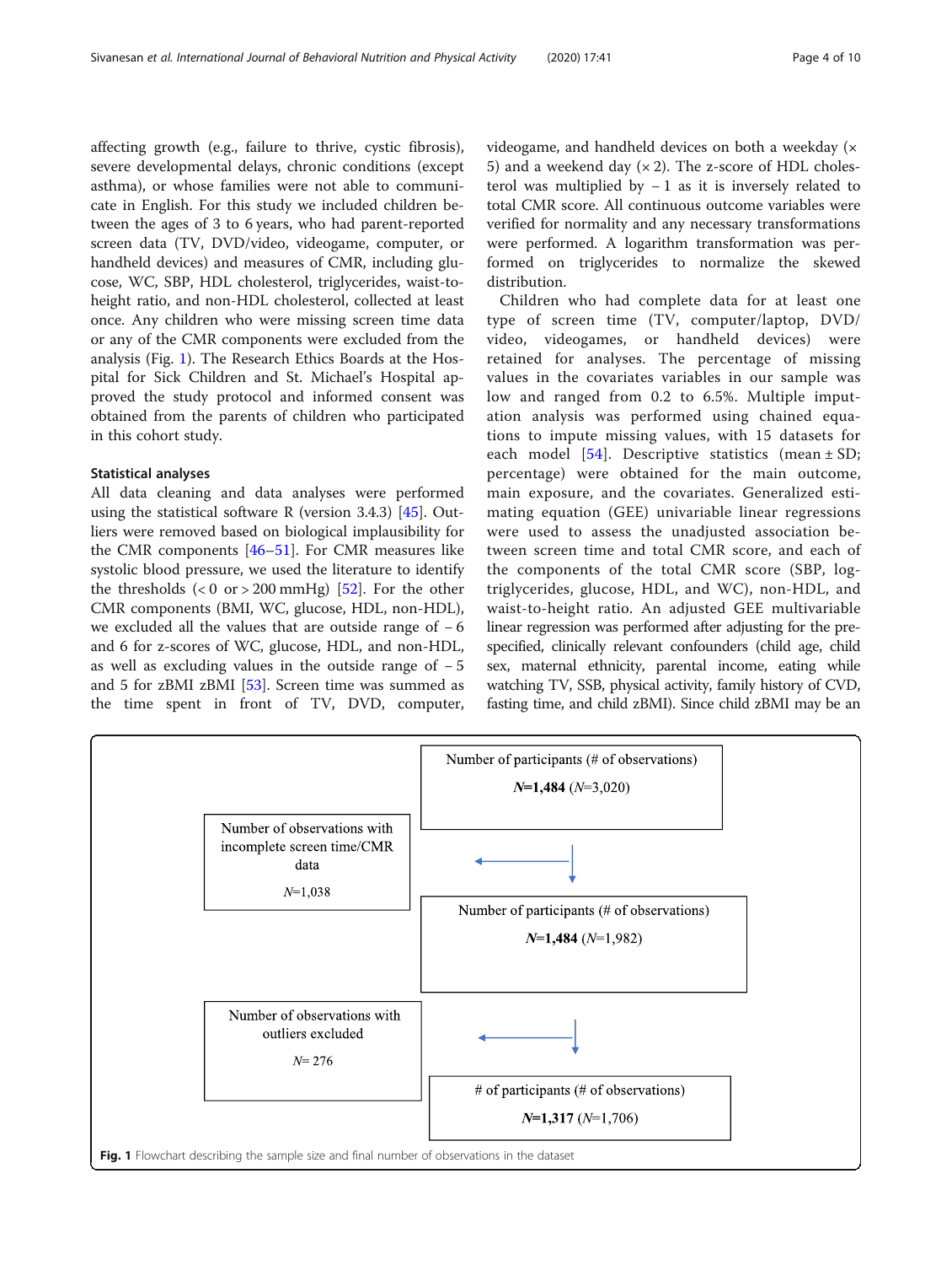affecting growth (e.g., failure to thrive, cystic fibrosis), severe developmental delays, chronic conditions (except asthma), or whose families were not able to communicate in English. For this study we included children between the ages of 3 to 6 years, who had parent-reported screen data (TV, DVD/video, videogame, computer, or handheld devices) and measures of CMR, including glucose, WC, SBP, HDL cholesterol, triglycerides, waist-to-height ratio, and non-HDL cholesterol, collected at least once. Any children who were missing screen time data or any of the CMR components were excluded from the analysis (Fig. 1). The Research Ethics Boards at the Hospital for Sick Children and St. Michael's Hospital approved the study protocol and informed consent was obtained from the parents of children who participated in this cohort study.

### Statistical analyses

All data cleaning and data analyses were performed using the statistical software R (version 3.4.3) [45]. Outliers were removed based on biological implausibility for the CMR components [46–51]. For CMR measures like systolic blood pressure, we used the literature to identify the thresholds (< 0 or > 200 mmHg) [52]. For the other CMR components (BMI, WC, glucose, HDL, non-HDL), we excluded all the values that are outside range of − 6 and 6 for z-scores of WC, glucose, HDL, and non-HDL, as well as excluding values in the outside range of − 5 and 5 for zBMI zBMI [53]. Screen time was summed as the time spent in front of TV, DVD, computer, videogame, and handheld devices on both a weekday (× 5) and a weekend day (× 2). The z-score of HDL cholesterol was multiplied by − 1 as it is inversely related to total CMR score. All continuous outcome variables were verified for normality and any necessary transformations were performed. A logarithm transformation was performed on triglycerides to normalize the skewed distribution.

Children who had complete data for at least one type of screen time (TV, computer/laptop, DVD/video, videogames, or handheld devices) were retained for analyses. The percentage of missing values in the covariates variables in our sample was low and ranged from 0.2 to 6.5%. Multiple imputation analysis was performed using chained equations to impute missing values, with 15 datasets for each model [54]. Descriptive statistics (mean ± SD; percentage) were obtained for the main outcome, main exposure, and the covariates. Generalized estimating equation (GEE) univariable linear regressions were used to assess the unadjusted association between screen time and total CMR score, and each of the components of the total CMR score (SBP, log-triglycerides, glucose, HDL, and WC), non-HDL, and waist-to-height ratio. An adjusted GEE multivariable linear regression was performed after adjusting for the pre-specified, clinically relevant confounders (child age, child sex, maternal ethnicity, parental income, eating while watching TV, SSB, physical activity, family history of CVD, fasting time, and child zBMI). Since child zBMI may be an

Number of participants (# of observations)
**N=1,484** (N=3,020)

Number of observations with incomplete screen time/CMR data
N=1,038

Number of participants (# of observations)
**N=1,484** (N=1,982)

Number of observations with outliers excluded
N= 276

# of participants (# of observations)
**N=1,317** (N=1,706)

**Fig. 1** Flowchart describing the sample size and final number of observations in the dataset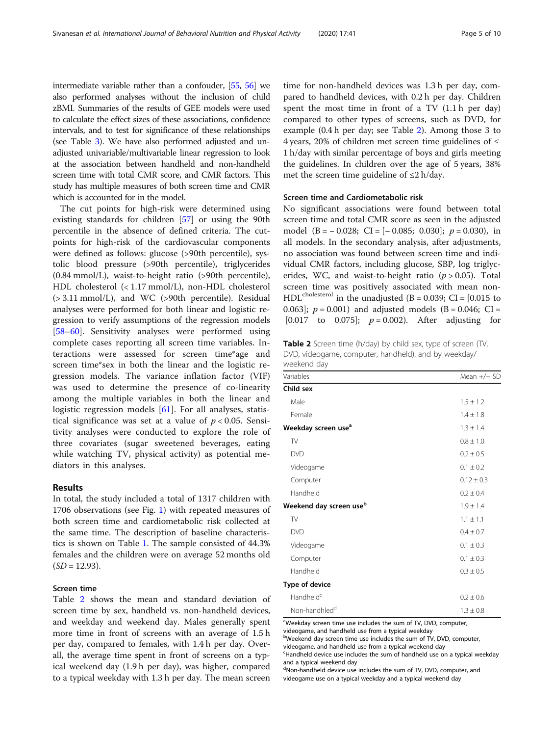intermediate variable rather than a confouder, [55, 56] we also performed analyses without the inclusion of child zBMI. Summaries of the results of GEE models were used to calculate the effect sizes of these associations, confidence intervals, and to test for significance of these relationships (see Table 3). We have also performed adjusted and unadjusted univariable/multivariable linear regression to look at the association between handheld and non-handheld screen time with total CMR score, and CMR factors. This study has multiple measures of both screen time and CMR which is accounted for in the model.

The cut points for high-risk were determined using existing standards for children [57] or using the 90th percentile in the absence of defined criteria. The cut-points for high-risk of the cardiovascular components were defined as follows: glucose (>90th percentile), systolic blood pressure (>90th percentile), triglycerides (0.84 mmol/L), waist-to-height ratio (>90th percentile), HDL cholesterol (< 1.17 mmol/L), non-HDL cholesterol (> 3.11 mmol/L), and WC (>90th percentile). Residual analyses were performed for both linear and logistic regression to verify assumptions of the regression models [58–60]. Sensitivity analyses were performed using complete cases reporting all screen time variables. Interactions were assessed for screen time*age and screen time*sex in both the linear and the logistic regression models. The variance inflation factor (VIF) was used to determine the presence of co-linearity among the multiple variables in both the linear and logistic regression models [61]. For all analyses, statistical significance was set at a value of $p < 0.05$. Sensitivity analyses were conducted to explore the role of three covariates (sugar sweetened beverages, eating while watching TV, physical activity) as potential mediators in this analyses.

## Results

In total, the study included a total of 1317 children with 1706 observations (see Fig. 1) with repeated measures of both screen time and cardiometabolic risk collected at the same time. The description of baseline characteristics is shown on Table 1. The sample consisted of 44.3% females and the children were on average 52 months old (*SD* = 12.93).

### Screen time

Table 2 shows the mean and standard deviation of screen time by sex, handheld vs. non-handheld devices, and weekday and weekend day. Males generally spent more time in front of screens with an average of 1.5 h per day, compared to females, with 1.4 h per day. Overall, the average time spent in front of screens on a typical weekend day (1.9 h per day), was higher, compared to a typical weekday with 1.3 h per day. The mean screen time for non-handheld devices was 1.3 h per day, compared to handheld devices, with 0.2 h per day. Children spent the most time in front of a TV (1.1 h per day) compared to other types of screens, such as DVD, for example (0.4 h per day; see Table 2). Among those 3 to 4 years, 20% of children met screen time guidelines of ≤ 1 h/day with similar percentage of boys and girls meeting the guidelines. In children over the age of 5 years, 38% met the screen time guideline of ≤2 h/day.

### Screen time and Cardiometabolic risk

No significant associations were found between total screen time and total CMR score as seen in the adjusted model (B = − 0.028; CI = [− 0.085; 0.030]; $p = 0.030$), in all models. In the secondary analysis, after adjustments, no association was found between screen time and individual CMR factors, including glucose, SBP, log triglycerides, WC, and waist-to-height ratio ($p > 0.05$). Total screen time was positively associated with mean non-HDL[cholesterol] in the unadjusted (B = 0.039; CI = [0.015 to 0.063]; $p = 0.001$) and adjusted models (B = 0.046; CI = [0.017 to 0.075]; $p = 0.002$). After adjusting for

**Table 2** Screen time (h/day) by child sex, type of screen (TV, DVD, videogame, computer, handheld), and by weekday/weekend day

| Variables | Mean +/− SD |
|---|---|
| **Child sex** | |
| Male | 1.5 ± 1.2 |
| Female | 1.4 ± 1.8 |
| **Weekday screen use[a]** | 1.3 ± 1.4 |
| TV | 0.8 ± 1.0 |
| DVD | 0.2 ± 0.5 |
| Videogame | 0.1 ± 0.2 |
| Computer | 0.12 ± 0.3 |
| Handheld | 0.2 ± 0.4 |
| **Weekend day screen use[b]** | 1.9 ± 1.4 |
| TV | 1.1 ± 1.1 |
| DVD | 0.4 ± 0.7 |
| Videogame | 0.1 ± 0.3 |
| Computer | 0.1 ± 0.3 |
| Handheld | 0.3 ± 0.5 |
| **Type of device** | |
| Handheld[c] | 0.2 ± 0.6 |
| Non-handhled[d] | 1.3 ± 0.8 |

[a]Weekday screen time use includes the sum of TV, DVD, computer, videogame, and handheld use from a typical weekday
[b]Weekend day screen time use includes the sum of TV, DVD, computer, videogame, and handheld use from a typical weekend day
[c]Handheld device use includes the sum of handheld use on a typical weekday and a typical weekend day
[d]Non-handheld device use includes the sum of TV, DVD, computer, and videogame use on a typical weekday and a typical weekend day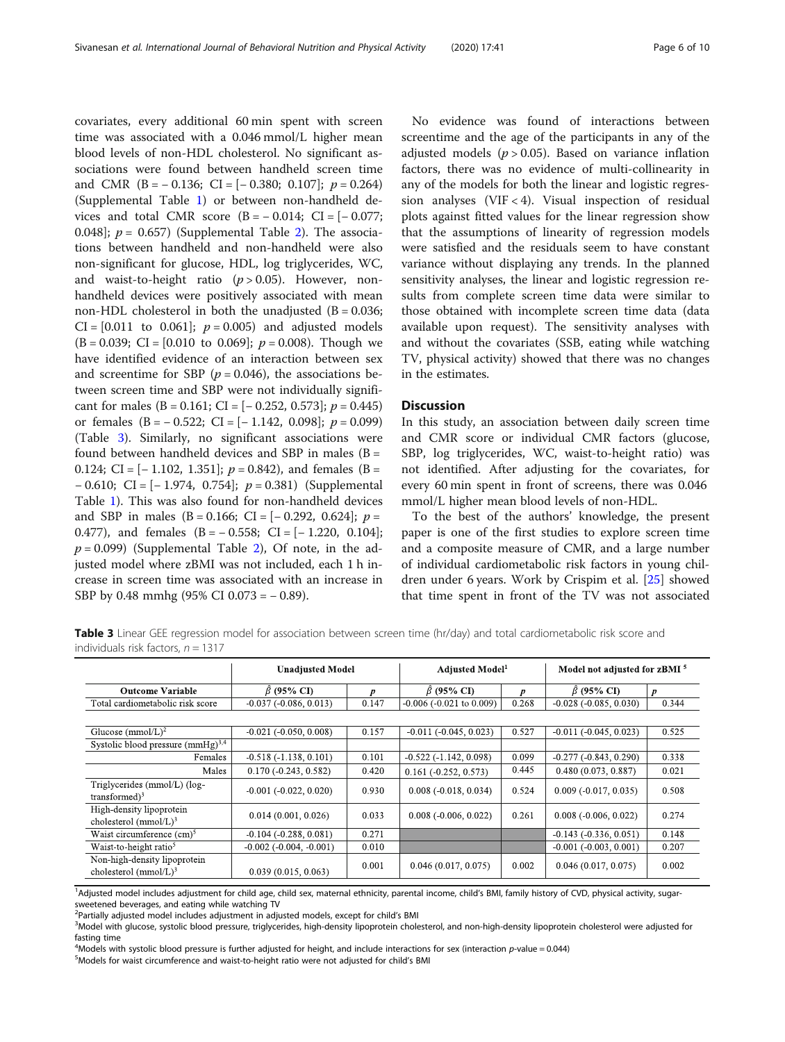covariates, every additional 60 min spent with screen time was associated with a 0.046 mmol/L higher mean blood levels of non-HDL cholesterol. No significant associations were found between handheld screen time and CMR (B = − 0.136; CI = [− 0.380; 0.107]; $p = 0.264$) (Supplemental Table 1) or between non-handheld devices and total CMR score (B = − 0.014; CI = [− 0.077; 0.048]; $p = 0.657$) (Supplemental Table 2). The associations between handheld and non-handheld were also non-significant for glucose, HDL, log triglycerides, WC, and waist-to-height ratio ($p > 0.05$). However, non-handheld devices were positively associated with mean non-HDL cholesterol in both the unadjusted (B = 0.036; CI = [0.011 to 0.061]; $p = 0.005$) and adjusted models (B = 0.039; CI = [0.010 to 0.069]; $p = 0.008$). Though we have identified evidence of an interaction between sex and screentime for SBP ($p = 0.046$), the associations between screen time and SBP were not individually significant for males (B = 0.161; CI = [− 0.252, 0.573]; $p = 0.445$) or females (B = − 0.522; CI = [− 1.142, 0.098]; $p = 0.099$) (Table 3). Similarly, no significant associations were found between handheld devices and SBP in males (B = 0.124; CI = [− 1.102, 1.351]; $p = 0.842$), and females (B = − 0.610; CI = [− 1.974, 0.754]; $p = 0.381$) (Supplemental Table 1). This was also found for non-handheld devices and SBP in males (B = 0.166; CI = [− 0.292, 0.624]; $p = 0.477$), and females (B = − 0.558; CI = [− 1.220, 0.104]; $p = 0.099$) (Supplemental Table 2), Of note, in the adjusted model where zBMI was not included, each 1 h increase in screen time was associated with an increase in SBP by 0.48 mmhg (95% CI 0.073 = − 0.89).

No evidence was found of interactions between screentime and the age of the participants in any of the adjusted models ($p > 0.05$). Based on variance inflation factors, there was no evidence of multi-collinearity in any of the models for both the linear and logistic regression analyses (VIF < 4). Visual inspection of residual plots against fitted values for the linear regression show that the assumptions of linearity of regression models were satisfied and the residuals seem to have constant variance without displaying any trends. In the planned sensitivity analyses, the linear and logistic regression results from complete screen time data were similar to those obtained with incomplete screen time data (data available upon request). The sensitivity analyses with and without the covariates (SSB, eating while watching TV, physical activity) showed that there was no changes in the estimates.

## Discussion

In this study, an association between daily screen time and CMR score or individual CMR factors (glucose, SBP, log triglycerides, WC, waist-to-height ratio) was not identified. After adjusting for the covariates, for every 60 min spent in front of screens, there was 0.046 mmol/L higher mean blood levels of non-HDL.

To the best of the authors' knowledge, the present paper is one of the first studies to explore screen time and a composite measure of CMR, and a large number of individual cardiometabolic risk factors in young children under 6 years. Work by Crispim et al. [25] showed that time spent in front of the TV was not associated

**Table 3** Linear GEE regression model for association between screen time (hr/day) and total cardiometabolic risk score and individuals risk factors, $n = 1317$

| | Unadjusted Model | | Adjusted Model[1] | | Model not adjusted for zBMI [5] | |
|---|---|---|---|---|---|---|
| Outcome Variable | $\hat{\beta}$ (95% CI) | $p$ | $\hat{\beta}$ (95% CI) | $p$ | $\hat{\beta}$ (95% CI) | $p$ |
| Total cardiometabolic risk score | -0.037 (-0.086, 0.013) | 0.147 | -0.006 (-0.021 to 0.009) | 0.268 | -0.028 (-0.085, 0.030) | 0.344 |
| Glucose (mmol/L)[2] | -0.021 (-0.050, 0.008) | 0.157 | -0.011 (-0.045, 0.023) | 0.527 | -0.011 (-0.045, 0.023) | 0.525 |
| Systolic blood pressure (mmHg)[3,4] | | | | | | |
| Females | -0.518 (-1.138, 0.101) | 0.101 | -0.522 (-1.142, 0.098) | 0.099 | -0.277 (-0.843, 0.290) | 0.338 |
| Males | 0.170 (-0.243, 0.582) | 0.420 | 0.161 (-0.252, 0.573) | 0.445 | 0.480 (0.073, 0.887) | 0.021 |
| Triglycerides (mmol/L) (log-transformed)[3] | -0.001 (-0.022, 0.020) | 0.930 | 0.008 (-0.018, 0.034) | 0.524 | 0.009 (-0.017, 0.035) | 0.508 |
| High-density lipoprotein cholesterol (mmol/L)[3] | 0.014 (0.001, 0.026) | 0.033 | 0.008 (-0.006, 0.022) | 0.261 | 0.008 (-0.006, 0.022) | 0.274 |
| Waist circumference (cm)[5] | -0.104 (-0.288, 0.081) | 0.271 | | | -0.143 (-0.336, 0.051) | 0.148 |
| Waist-to-height ratio[5] | -0.002 (-0.004, -0.001) | 0.010 | | | -0.001 (-0.003, 0.001) | 0.207 |
| Non-high-density lipoprotein cholesterol (mmol/L)[3] | 0.039 (0.015, 0.063) | 0.001 | 0.046 (0.017, 0.075) | 0.002 | 0.046 (0.017, 0.075) | 0.002 |

[1]Adjusted model includes adjustment for child age, child sex, maternal ethnicity, parental income, child's BMI, family history of CVD, physical activity, sugar-sweetened beverages, and eating while watching TV
[2]Partially adjusted model includes adjustment in adjusted models, except for child's BMI
[3]Model with glucose, systolic blood pressure, triglycerides, high-density lipoprotein cholesterol, and non-high-density lipoprotein cholesterol were adjusted for fasting time
[4]Models with systolic blood pressure is further adjusted for height, and include interactions for sex (interaction $p$-value = 0.044)
[5]Models for waist circumference and waist-to-height ratio were not adjusted for child's BMI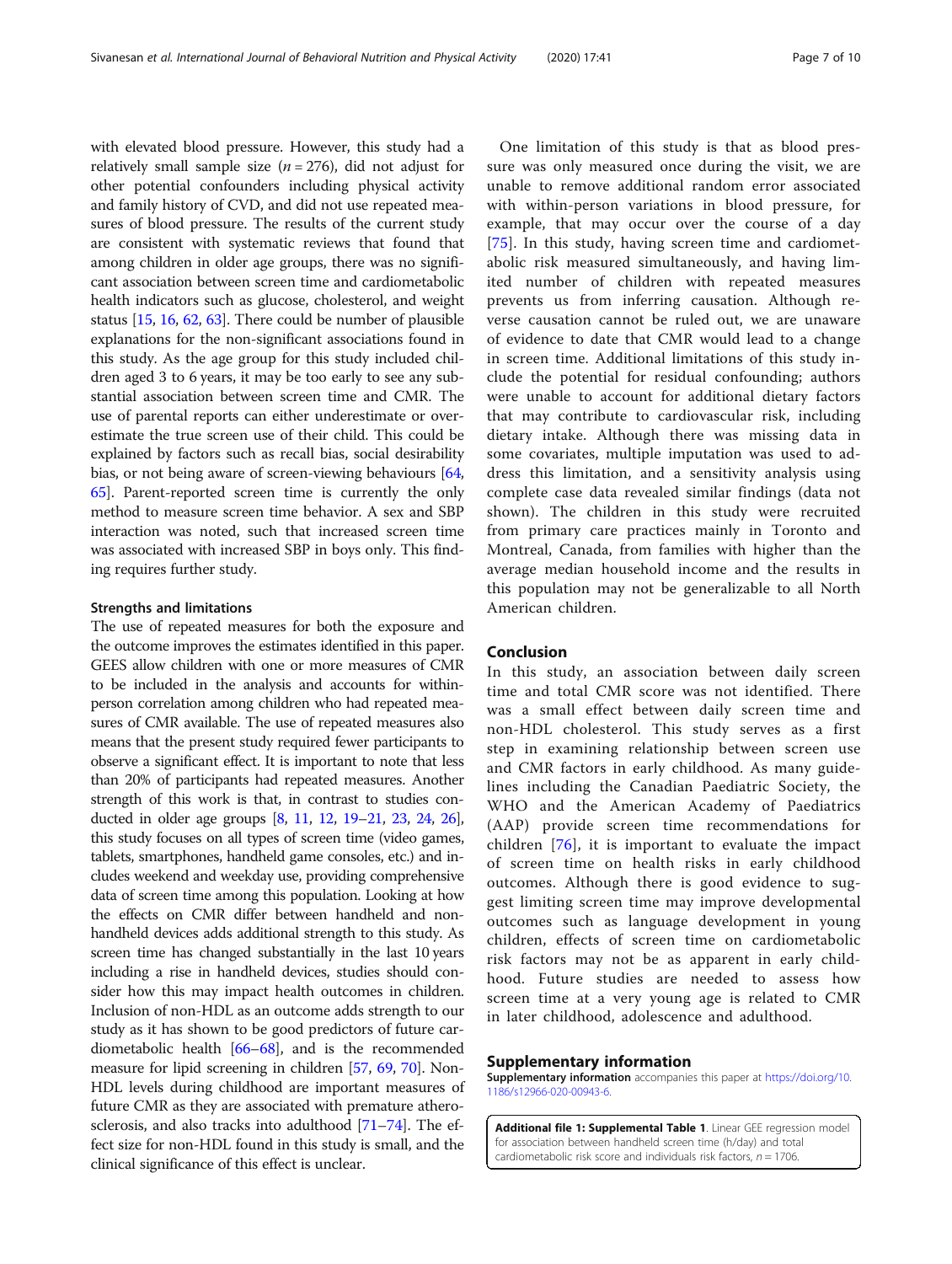with elevated blood pressure. However, this study had a relatively small sample size ($n = 276$), did not adjust for other potential confounders including physical activity and family history of CVD, and did not use repeated measures of blood pressure. The results of the current study are consistent with systematic reviews that found that among children in older age groups, there was no significant association between screen time and cardiometabolic health indicators such as glucose, cholesterol, and weight status [15, 16, 62, 63]. There could be number of plausible explanations for the non-significant associations found in this study. As the age group for this study included children aged 3 to 6 years, it may be too early to see any substantial association between screen time and CMR. The use of parental reports can either underestimate or overestimate the true screen use of their child. This could be explained by factors such as recall bias, social desirability bias, or not being aware of screen-viewing behaviours [64, 65]. Parent-reported screen time is currently the only method to measure screen time behavior. A sex and SBP interaction was noted, such that increased screen time was associated with increased SBP in boys only. This finding requires further study.

### Strengths and limitations

The use of repeated measures for both the exposure and the outcome improves the estimates identified in this paper. GEES allow children with one or more measures of CMR to be included in the analysis and accounts for within-person correlation among children who had repeated measures of CMR available. The use of repeated measures also means that the present study required fewer participants to observe a significant effect. It is important to note that less than 20% of participants had repeated measures. Another strength of this work is that, in contrast to studies conducted in older age groups [8, 11, 12, 19–21, 23, 24, 26], this study focuses on all types of screen time (video games, tablets, smartphones, handheld game consoles, etc.) and includes weekend and weekday use, providing comprehensive data of screen time among this population. Looking at how the effects on CMR differ between handheld and non-handheld devices adds additional strength to this study. As screen time has changed substantially in the last 10 years including a rise in handheld devices, studies should consider how this may impact health outcomes in children. Inclusion of non-HDL as an outcome adds strength to our study as it has shown to be good predictors of future cardiometabolic health [66–68], and is the recommended measure for lipid screening in children [57, 69, 70]. Non-HDL levels during childhood are important measures of future CMR as they are associated with premature atherosclerosis, and also tracks into adulthood [71–74]. The effect size for non-HDL found in this study is small, and the clinical significance of this effect is unclear.

One limitation of this study is that as blood pressure was only measured once during the visit, we are unable to remove additional random error associated with within-person variations in blood pressure, for example, that may occur over the course of a day [75]. In this study, having screen time and cardiometabolic risk measured simultaneously, and having limited number of children with repeated measures prevents us from inferring causation. Although reverse causation cannot be ruled out, we are unaware of evidence to date that CMR would lead to a change in screen time. Additional limitations of this study include the potential for residual confounding; authors were unable to account for additional dietary factors that may contribute to cardiovascular risk, including dietary intake. Although there was missing data in some covariates, multiple imputation was used to address this limitation, and a sensitivity analysis using complete case data revealed similar findings (data not shown). The children in this study were recruited from primary care practices mainly in Toronto and Montreal, Canada, from families with higher than the average median household income and the results in this population may not be generalizable to all North American children.

## Conclusion

In this study, an association between daily screen time and total CMR score was not identified. There was a small effect between daily screen time and non-HDL cholesterol. This study serves as a first step in examining relationship between screen use and CMR factors in early childhood. As many guidelines including the Canadian Paediatric Society, the WHO and the American Academy of Paediatrics (AAP) provide screen time recommendations for children [76], it is important to evaluate the impact of screen time on health risks in early childhood outcomes. Although there is good evidence to suggest limiting screen time may improve developmental outcomes such as language development in young children, effects of screen time on cardiometabolic risk factors may not be as apparent in early childhood. Future studies are needed to assess how screen time at a very young age is related to CMR in later childhood, adolescence and adulthood.

## Supplementary information

**Supplementary information** accompanies this paper at https://doi.org/10.1186/s12966-020-00943-6.

**Additional file 1: Supplemental Table 1**. Linear GEE regression model for association between handheld screen time (h/day) and total cardiometabolic risk score and individuals risk factors, $n = 1706$.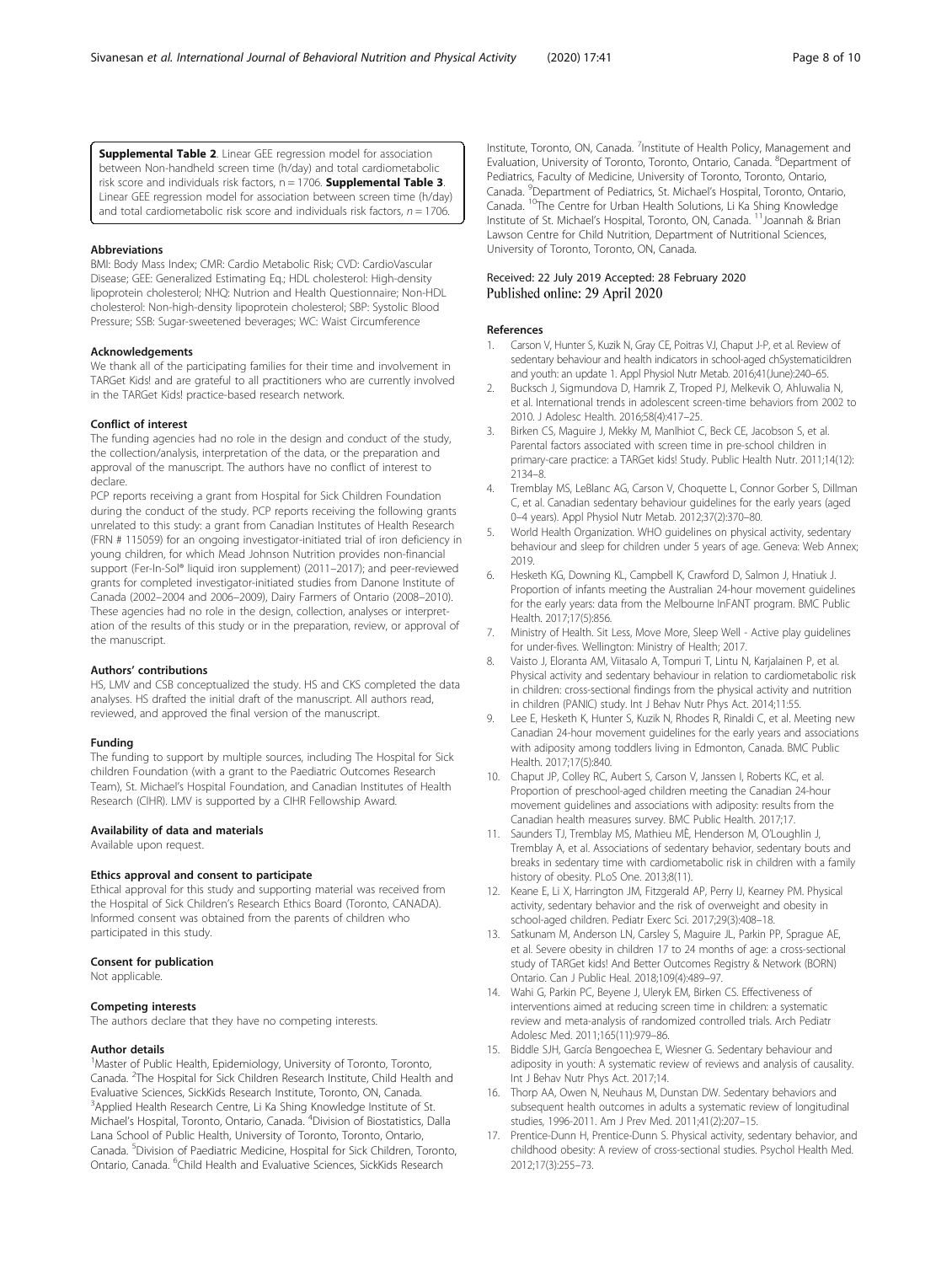**Supplemental Table 2**. Linear GEE regression model for association between Non-handheld screen time (h/day) and total cardiometabolic risk score and individuals risk factors, n = 1706. **Supplemental Table 3**. Linear GEE regression model for association between screen time (h/day) and total cardiometabolic risk score and individuals risk factors, $n = 1706$.

### Abbreviations

BMI: Body Mass Index; CMR: Cardio Metabolic Risk; CVD: CardioVascular Disease; GEE: Generalized Estimating Eq.; HDL cholesterol: High-density lipoprotein cholesterol; NHQ: Nutrion and Health Questionnaire; Non-HDL cholesterol: Non-high-density lipoprotein cholesterol; SBP: Systolic Blood Pressure; SSB: Sugar-sweetened beverages; WC: Waist Circumference

### Acknowledgements

We thank all of the participating families for their time and involvement in TARGet Kids! and are grateful to all practitioners who are currently involved in the TARGet Kids! practice-based research network.

### Conflict of interest

The funding agencies had no role in the design and conduct of the study, the collection/analysis, interpretation of the data, or the preparation and approval of the manuscript. The authors have no conflict of interest to declare.

PCP reports receiving a grant from Hospital for Sick Children Foundation during the conduct of the study. PCP reports receiving the following grants unrelated to this study: a grant from Canadian Institutes of Health Research (FRN # 115059) for an ongoing investigator-initiated trial of iron deficiency in young children, for which Mead Johnson Nutrition provides non-financial support (Fer-In-Sol® liquid iron supplement) (2011–2017); and peer-reviewed grants for completed investigator-initiated studies from Danone Institute of Canada (2002–2004 and 2006–2009), Dairy Farmers of Ontario (2008–2010). These agencies had no role in the design, collection, analyses or interpretation of the results of this study or in the preparation, review, or approval of the manuscript.

### Authors' contributions

HS, LMV and CSB conceptualized the study. HS and CKS completed the data analyses. HS drafted the initial draft of the manuscript. All authors read, reviewed, and approved the final version of the manuscript.

### Funding

The funding to support by multiple sources, including The Hospital for Sick children Foundation (with a grant to the Paediatric Outcomes Research Team), St. Michael's Hospital Foundation, and Canadian Institutes of Health Research (CIHR). LMV is supported by a CIHR Fellowship Award.

### Availability of data and materials

Available upon request.

### Ethics approval and consent to participate

Ethical approval for this study and supporting material was received from the Hospital of Sick Children's Research Ethics Board (Toronto, CANADA). Informed consent was obtained from the parents of children who participated in this study.

### Consent for publication

Not applicable.

### Competing interests

The authors declare that they have no competing interests.

### Author details

[1]Master of Public Health, Epidemiology, University of Toronto, Toronto, Canada. [2]The Hospital for Sick Children Research Institute, Child Health and Evaluative Sciences, SickKids Research Institute, Toronto, ON, Canada. [3]Applied Health Research Centre, Li Ka Shing Knowledge Institute of St. Michael's Hospital, Toronto, Ontario, Canada. [4]Division of Biostatistics, Dalla Lana School of Public Health, University of Toronto, Toronto, Ontario, Canada. [5]Division of Paediatric Medicine, Hospital for Sick Children, Toronto, Ontario, Canada. [6]Child Health and Evaluative Sciences, SickKids Research Institute, Toronto, ON, Canada. [7]Institute of Health Policy, Management and Evaluation, University of Toronto, Toronto, Ontario, Canada. [8]Department of Pediatrics, Faculty of Medicine, University of Toronto, Toronto, Ontario, Canada. [9]Department of Pediatrics, St. Michael's Hospital, Toronto, Ontario, Canada. [10]The Centre for Urban Health Solutions, Li Ka Shing Knowledge Institute of St. Michael's Hospital, Toronto, ON, Canada. [11]Joannah & Brian Lawson Centre for Child Nutrition, Department of Nutritional Sciences, University of Toronto, Toronto, ON, Canada.

Received: 22 July 2019 Accepted: 28 February 2020
Published online: 29 April 2020

### References

1. Carson V, Hunter S, Kuzik N, Gray CE, Poitras VJ, Chaput J-P, et al. Review of sedentary behaviour and health indicators in school-aged chSystematicildren and youth: an update 1. Appl Physiol Nutr Metab. 2016;41(June):240–65.
2. Bucksch J, Sigmundova D, Hamrik Z, Troped PJ, Melkevik O, Ahluwalia N, et al. International trends in adolescent screen-time behaviors from 2002 to 2010. J Adolesc Health. 2016;58(4):417–25.
3. Birken CS, Maguire J, Mekky M, Manlhiot C, Beck CE, Jacobson S, et al. Parental factors associated with screen time in pre-school children in primary-care practice: a TARGet kids! Study. Public Health Nutr. 2011;14(12): 2134–8.
4. Tremblay MS, LeBlanc AG, Carson V, Choquette L, Connor Gorber S, Dillman C, et al. Canadian sedentary behaviour guidelines for the early years (aged 0–4 years). Appl Physiol Nutr Metab. 2012;37(2):370–80.
5. World Health Organization. WHO guidelines on physical activity, sedentary behaviour and sleep for children under 5 years of age. Geneva: Web Annex; 2019.
6. Hesketh KG, Downing KL, Campbell K, Crawford D, Salmon J, Hnatiuk J. Proportion of infants meeting the Australian 24-hour movement guidelines for the early years: data from the Melbourne InFANT program. BMC Public Health. 2017;17(5):856.
7. Ministry of Health. Sit Less, Move More, Sleep Well - Active play guidelines for under-fives. Wellington: Ministry of Health; 2017.
8. Vaisto J, Eloranta AM, Viitasalo A, Tompuri T, Lintu N, Karjalainen P, et al. Physical activity and sedentary behaviour in relation to cardiometabolic risk in children: cross-sectional findings from the physical activity and nutrition in children (PANIC) study. Int J Behav Nutr Phys Act. 2014;11:55.
9. Lee E, Hesketh K, Hunter S, Kuzik N, Rhodes R, Rinaldi C, et al. Meeting new Canadian 24-hour movement guidelines for the early years and associations with adiposity among toddlers living in Edmonton, Canada. BMC Public Health. 2017;17(5):840.
10. Chaput JP, Colley RC, Aubert S, Carson V, Janssen I, Roberts KC, et al. Proportion of preschool-aged children meeting the Canadian 24-hour movement guidelines and associations with adiposity: results from the Canadian health measures survey. BMC Public Health. 2017;17.
11. Saunders TJ, Tremblay MS, Mathieu MÈ, Henderson M, O'Loughlin J, Tremblay A, et al. Associations of sedentary behavior, sedentary bouts and breaks in sedentary time with cardiometabolic risk in children with a family history of obesity. PLoS One. 2013;8(11).
12. Keane E, Li X, Harrington JM, Fitzgerald AP, Perry IJ, Kearney PM. Physical activity, sedentary behavior and the risk of overweight and obesity in school-aged children. Pediatr Exerc Sci. 2017;29(3):408–18.
13. Satkunam M, Anderson LN, Carsley S, Maguire JL, Parkin PP, Sprague AE, et al. Severe obesity in children 17 to 24 months of age: a cross-sectional study of TARGet kids! And Better Outcomes Registry & Network (BORN) Ontario. Can J Public Heal. 2018;109(4):489–97.
14. Wahi G, Parkin PC, Beyene J, Uleryk EM, Birken CS. Effectiveness of interventions aimed at reducing screen time in children: a systematic review and meta-analysis of randomized controlled trials. Arch Pediatr Adolesc Med. 2011;165(11):979–86.
15. Biddle SJH, García Bengoechea E, Wiesner G. Sedentary behaviour and adiposity in youth: A systematic review of reviews and analysis of causality. Int J Behav Nutr Phys Act. 2017;14.
16. Thorp AA, Owen N, Neuhaus M, Dunstan DW. Sedentary behaviors and subsequent health outcomes in adults a systematic review of longitudinal studies, 1996-2011. Am J Prev Med. 2011;41(2):207–15.
17. Prentice-Dunn H, Prentice-Dunn S. Physical activity, sedentary behavior, and childhood obesity: A review of cross-sectional studies. Psychol Health Med. 2012;17(3):255–73.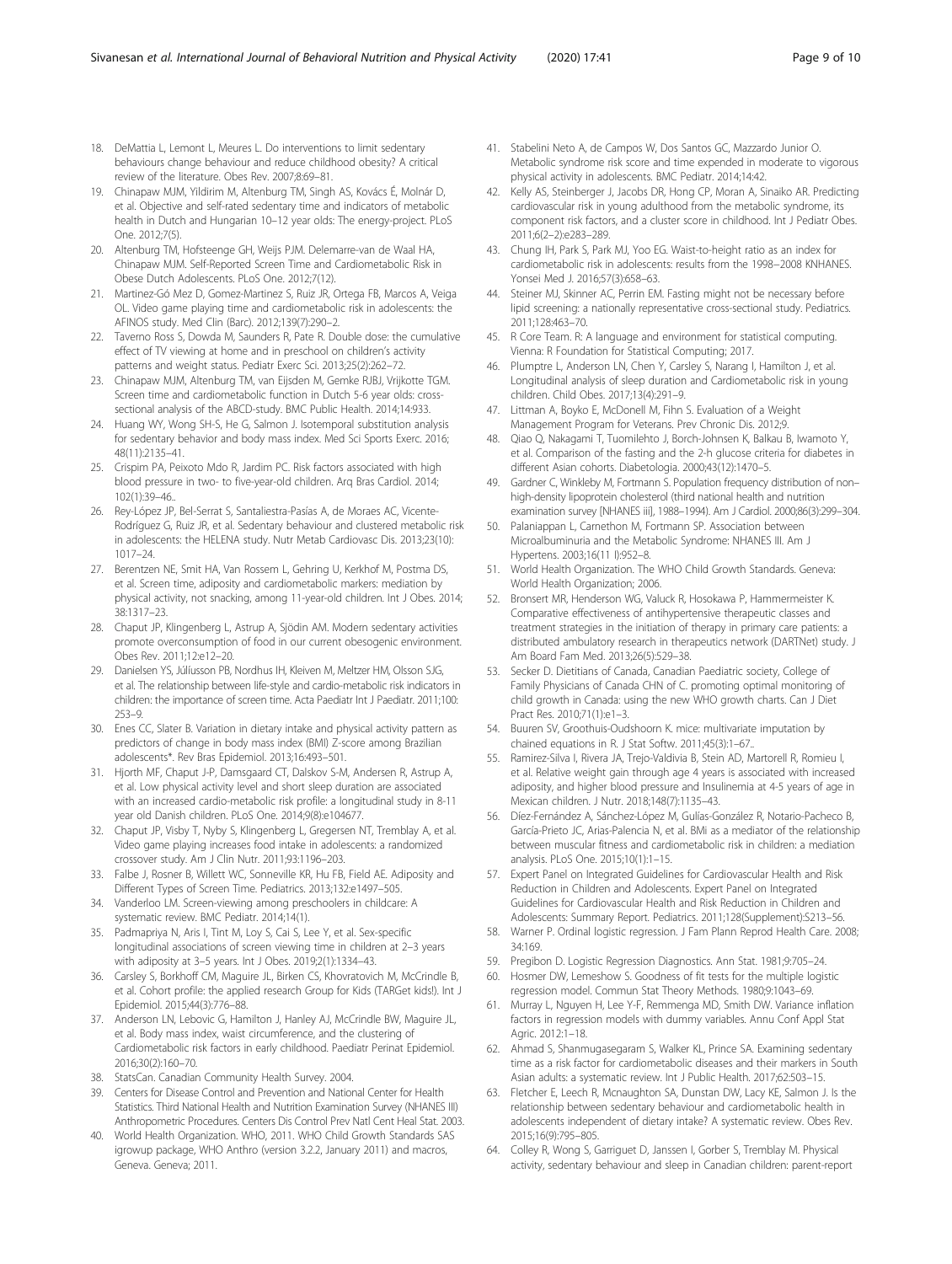18. DeMattia L, Lemont L, Meures L. Do interventions to limit sedentary behaviours change behaviour and reduce childhood obesity? A critical review of the literature. Obes Rev. 2007;8:69–81.
19. Chinapaw MJM, Yildirim M, Altenburg TM, Singh AS, Kovács É, Molnár D, et al. Objective and self-rated sedentary time and indicators of metabolic health in Dutch and Hungarian 10–12 year olds: The energy-project. PLoS One. 2012;7(5).
20. Altenburg TM, Hofsteenge GH, Weijs PJM. Delemarre-van de Waal HA, Chinapaw MJM. Self-Reported Screen Time and Cardiometabolic Risk in Obese Dutch Adolescents. PLoS One. 2012;7(12).
21. Martinez-Gó Mez D, Gomez-Martinez S, Ruiz JR, Ortega FB, Marcos A, Veiga OL. Video game playing time and cardiometabolic risk in adolescents: the AFINOS study. Med Clin (Barc). 2012;139(7):290–2.
22. Taverno Ross S, Dowda M, Saunders R, Pate R. Double dose: the cumulative effect of TV viewing at home and in preschool on children's activity patterns and weight status. Pediatr Exerc Sci. 2013;25(2):262–72.
23. Chinapaw MJM, Altenburg TM, van Eijsden M, Gemke RJBJ, Vrijkotte TGM. Screen time and cardiometabolic function in Dutch 5-6 year olds: cross-sectional analysis of the ABCD-study. BMC Public Health. 2014;14:933.
24. Huang WY, Wong SH-S, He G, Salmon J. Isotemporal substitution analysis for sedentary behavior and body mass index. Med Sci Sports Exerc. 2016; 48(11):2135–41.
25. Crispim PA, Peixoto Mdo R, Jardim PC. Risk factors associated with high blood pressure in two- to five-year-old children. Arq Bras Cardiol. 2014; 102(1):39–46..
26. Rey-López JP, Bel-Serrat S, Santaliestra-Pasías A, de Moraes AC, Vicente-Rodríguez G, Ruiz JR, et al. Sedentary behaviour and clustered metabolic risk in adolescents: the HELENA study. Nutr Metab Cardiovasc Dis. 2013;23(10): 1017–24.
27. Berentzen NE, Smit HA, Van Rossem L, Gehring U, Kerkhof M, Postma DS, et al. Screen time, adiposity and cardiometabolic markers: mediation by physical activity, not snacking, among 11-year-old children. Int J Obes. 2014; 38:1317–23.
28. Chaput JP, Klingenberg L, Astrup A, Sjödin AM. Modern sedentary activities promote overconsumption of food in our current obesogenic environment. Obes Rev. 2011;12:e12–20.
29. Danielsen YS, Júlíusson PB, Nordhus IH, Kleiven M, Meltzer HM, Olsson SJG, et al. The relationship between life-style and cardio-metabolic risk indicators in children: the importance of screen time. Acta Paediatr Int J Paediatr. 2011;100: 253–9.
30. Enes CC, Slater B. Variation in dietary intake and physical activity pattern as predictors of change in body mass index (BMI) Z-score among Brazilian adolescents*. Rev Bras Epidemiol. 2013;16:493–501.
31. Hjorth MF, Chaput J-P, Damsgaard CT, Dalskov S-M, Andersen R, Astrup A, et al. Low physical activity level and short sleep duration are associated with an increased cardio-metabolic risk profile: a longitudinal study in 8-11 year old Danish children. PLoS One. 2014;9(8):e104677.
32. Chaput JP, Visby T, Nyby S, Klingenberg L, Gregersen NT, Tremblay A, et al. Video game playing increases food intake in adolescents: a randomized crossover study. Am J Clin Nutr. 2011;93:1196–203.
33. Falbe J, Rosner B, Willett WC, Sonneville KR, Hu FB, Field AE. Adiposity and Different Types of Screen Time. Pediatrics. 2013;132:e1497–505.
34. Vanderloo LM. Screen-viewing among preschoolers in childcare: A systematic review. BMC Pediatr. 2014;14(1).
35. Padmapriya N, Aris I, Tint M, Loy S, Cai S, Lee Y, et al. Sex-specific longitudinal associations of screen viewing time in children at 2–3 years with adiposity at 3–5 years. Int J Obes. 2019;2(1):1334–43.
36. Carsley S, Borkhoff CM, Maguire JL, Birken CS, Khovratovich M, McCrindle B, et al. Cohort profile: the applied research Group for Kids (TARGet kids!). Int J Epidemiol. 2015;44(3):776–88.
37. Anderson LN, Lebovic G, Hamilton J, Hanley AJ, McCrindle BW, Maguire JL, et al. Body mass index, waist circumference, and the clustering of Cardiometabolic risk factors in early childhood. Paediatr Perinat Epidemiol. 2016;30(2):160–70.
38. StatsCan. Canadian Community Health Survey. 2004.
39. Centers for Disease Control and Prevention and National Center for Health Statistics. Third National Health and Nutrition Examination Survey (NHANES III) Anthropometric Procedures. Centers Dis Control Prev Natl Cent Heal Stat. 2003.
40. World Health Organization. WHO, 2011. WHO Child Growth Standards SAS igrowup package, WHO Anthro (version 3.2.2, January 2011) and macros, Geneva. Geneva; 2011.
41. Stabelini Neto A, de Campos W, Dos Santos GC, Mazzardo Junior O. Metabolic syndrome risk score and time expended in moderate to vigorous physical activity in adolescents. BMC Pediatr. 2014;14:42.
42. Kelly AS, Steinberger J, Jacobs DR, Hong CP, Moran A, Sinaiko AR. Predicting cardiovascular risk in young adulthood from the metabolic syndrome, its component risk factors, and a cluster score in childhood. Int J Pediatr Obes. 2011;6(2–2):e283–289.
43. Chung IH, Park S, Park MJ, Yoo EG. Waist-to-height ratio as an index for cardiometabolic risk in adolescents: results from the 1998–2008 KNHANES. Yonsei Med J. 2016;57(3):658–63.
44. Steiner MJ, Skinner AC, Perrin EM. Fasting might not be necessary before lipid screening: a nationally representative cross-sectional study. Pediatrics. 2011;128:463–70.
45. R Core Team. R: A language and environment for statistical computing. Vienna: R Foundation for Statistical Computing; 2017.
46. Plumptre L, Anderson LN, Chen Y, Carsley S, Narang I, Hamilton J, et al. Longitudinal analysis of sleep duration and Cardiometabolic risk in young children. Child Obes. 2017;13(4):291–9.
47. Littman A, Boyko E, McDonell M, Fihn S. Evaluation of a Weight Management Program for Veterans. Prev Chronic Dis. 2012;9.
48. Qiao Q, Nakagami T, Tuomilehto J, Borch-Johnsen K, Balkau B, Iwamoto Y, et al. Comparison of the fasting and the 2-h glucose criteria for diabetes in different Asian cohorts. Diabetologia. 2000;43(12):1470–5.
49. Gardner C, Winkleby M, Fortmann S. Population frequency distribution of non–high-density lipoprotein cholesterol (third national health and nutrition examination survey [NHANES iii], 1988–1994). Am J Cardiol. 2000;86(3):299–304.
50. Palaniappan L, Carnethon M, Fortmann SP. Association between Microalbuminuria and the Metabolic Syndrome: NHANES III. Am J Hypertens. 2003;16(11 I):952–8.
51. World Health Organization. The WHO Child Growth Standards. Geneva: World Health Organization; 2006.
52. Bronsert MR, Henderson WG, Valuck R, Hosokawa P, Hammermeister K. Comparative effectiveness of antihypertensive therapeutic classes and treatment strategies in the initiation of therapy in primary care patients: a distributed ambulatory research in therapeutics network (DARTNet) study. J Am Board Fam Med. 2013;26(5):529–38.
53. Secker D. Dietitians of Canada, Canadian Paediatric society, College of Family Physicians of Canada CHN of C. promoting optimal monitoring of child growth in Canada: using the new WHO growth charts. Can J Diet Pract Res. 2010;71(1):e1–3.
54. Buuren SV, Groothuis-Oudshoorn K. mice: multivariate imputation by chained equations in R. J Stat Softw. 2011;45(3):1–67..
55. Ramírez-Silva I, Rivera JA, Trejo-Valdivia B, Stein AD, Martorell R, Romieu I, et al. Relative weight gain through age 4 years is associated with increased adiposity, and higher blood pressure and Insulinemia at 4-5 years of age in Mexican children. J Nutr. 2018;148(7):1135–43.
56. Díez-Fernández A, Sánchez-López M, Gulías-González R, Notario-Pacheco B, García-Prieto JC, Arias-Palencia N, et al. BMI as a mediator of the relationship between muscular fitness and cardiometabolic risk in children: a mediation analysis. PLoS One. 2015;10(1):1–15.
57. Expert Panel on Integrated Guidelines for Cardiovascular Health and Risk Reduction in Children and Adolescents. Expert Panel on Integrated Guidelines for Cardiovascular Health and Risk Reduction in Children and Adolescents: Summary Report. Pediatrics. 2011;128(Supplement):S213–56.
58. Warner P. Ordinal logistic regression. J Fam Plann Reprod Health Care. 2008; 34:169.
59. Pregibon D. Logistic Regression Diagnostics. Ann Stat. 1981;9:705–24.
60. Hosmer DW, Lemeshow S. Goodness of fit tests for the multiple logistic regression model. Commun Stat Theory Methods. 1980;9:1043–69.
61. Murray L, Nguyen H, Lee Y-F, Remmenga MD, Smith DW. Variance inflation factors in regression models with dummy variables. Annu Conf Appl Stat Agric. 2012:1–18.
62. Ahmad S, Shanmugasegaram S, Walker KL, Prince SA. Examining sedentary time as a risk factor for cardiometabolic diseases and their markers in South Asian adults: a systematic review. Int J Public Health. 2017;62:503–15.
63. Fletcher E, Leech R, Mcnaughton SA, Dunstan DW, Lacy KE, Salmon J. Is the relationship between sedentary behaviour and cardiometabolic health in adolescents independent of dietary intake? A systematic review. Obes Rev. 2015;16(9):795–805.
64. Colley R, Wong S, Garriguet D, Janssen I, Gorber S, Tremblay M. Physical activity, sedentary behaviour and sleep in Canadian children: parent-report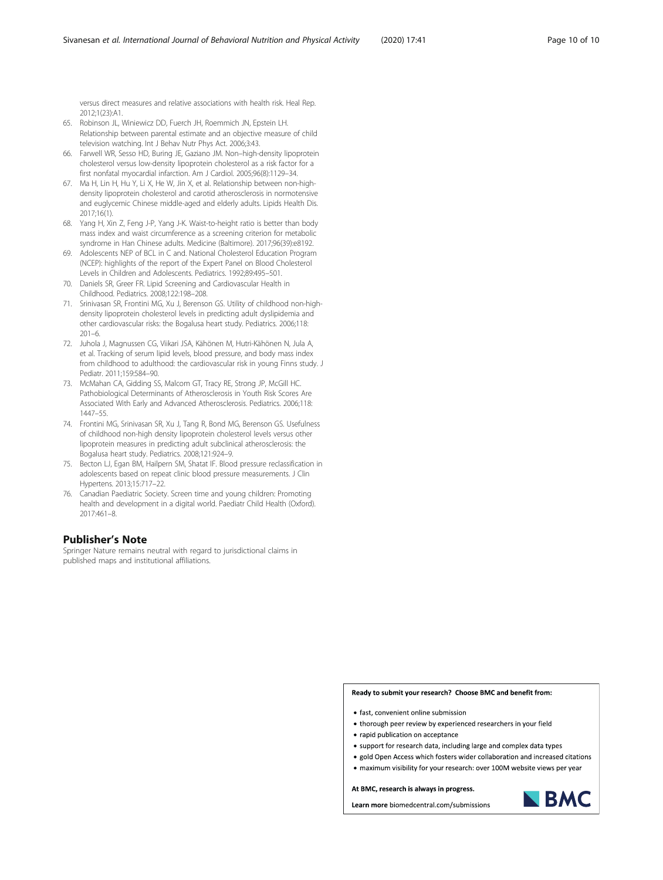versus direct measures and relative associations with health risk. Heal Rep. 2012;1(23):A1.

65. Robinson JL, Winiewicz DD, Fuerch JH, Roemmich JN, Epstein LH. Relationship between parental estimate and an objective measure of child television watching. Int J Behav Nutr Phys Act. 2006;3:43.
66. Farwell WR, Sesso HD, Buring JE, Gaziano JM. Non–high-density lipoprotein cholesterol versus low-density lipoprotein cholesterol as a risk factor for a first nonfatal myocardial infarction. Am J Cardiol. 2005;96(8):1129–34.
67. Ma H, Lin H, Hu Y, Li X, He W, Jin X, et al. Relationship between non-high-density lipoprotein cholesterol and carotid atherosclerosis in normotensive and euglycemic Chinese middle-aged and elderly adults. Lipids Health Dis. 2017;16(1).
68. Yang H, Xin Z, Feng J-P, Yang J-K. Waist-to-height ratio is better than body mass index and waist circumference as a screening criterion for metabolic syndrome in Han Chinese adults. Medicine (Baltimore). 2017;96(39):e8192.
69. Adolescents NEP of BCL in C and. National Cholesterol Education Program (NCEP): highlights of the report of the Expert Panel on Blood Cholesterol Levels in Children and Adolescents. Pediatrics. 1992;89:495–501.
70. Daniels SR, Greer FR. Lipid Screening and Cardiovascular Health in Childhood. Pediatrics. 2008;122:198–208.
71. Srinivasan SR, Frontini MG, Xu J, Berenson GS. Utility of childhood non-high-density lipoprotein cholesterol levels in predicting adult dyslipidemia and other cardiovascular risks: the Bogalusa heart study. Pediatrics. 2006;118: 201–6.
72. Juhola J, Magnussen CG, Viikari JSA, Kähönen M, Hutri-Kähönen N, Jula A, et al. Tracking of serum lipid levels, blood pressure, and body mass index from childhood to adulthood: the cardiovascular risk in young Finns study. J Pediatr. 2011;159:584–90.
73. McMahan CA, Gidding SS, Malcom GT, Tracy RE, Strong JP, McGill HC. Pathobiological Determinants of Atherosclerosis in Youth Risk Scores Are Associated With Early and Advanced Atherosclerosis. Pediatrics. 2006;118: 1447–55.
74. Frontini MG, Srinivasan SR, Xu J, Tang R, Bond MG, Berenson GS. Usefulness of childhood non-high density lipoprotein cholesterol levels versus other lipoprotein measures in predicting adult subclinical atherosclerosis: the Bogalusa heart study. Pediatrics. 2008;121:924–9.
75. Becton LJ, Egan BM, Hailpern SM, Shatat IF. Blood pressure reclassification in adolescents based on repeat clinic blood pressure measurements. J Clin Hypertens. 2013;15:717–22.
76. Canadian Paediatric Society. Screen time and young children: Promoting health and development in a digital world. Paediatr Child Health (Oxford). 2017:461–8.

## Publisher's Note

Springer Nature remains neutral with regard to jurisdictional claims in published maps and institutional affiliations.

**Ready to submit your research? Choose BMC and benefit from:**

- fast, convenient online submission
- thorough peer review by experienced researchers in your field
- rapid publication on acceptance
- support for research data, including large and complex data types
- gold Open Access which fosters wider collaboration and increased citations
- maximum visibility for your research: over 100M website views per year

**At BMC, research is always in progress.**

**Learn more** biomedcentral.com/submissions

BMC